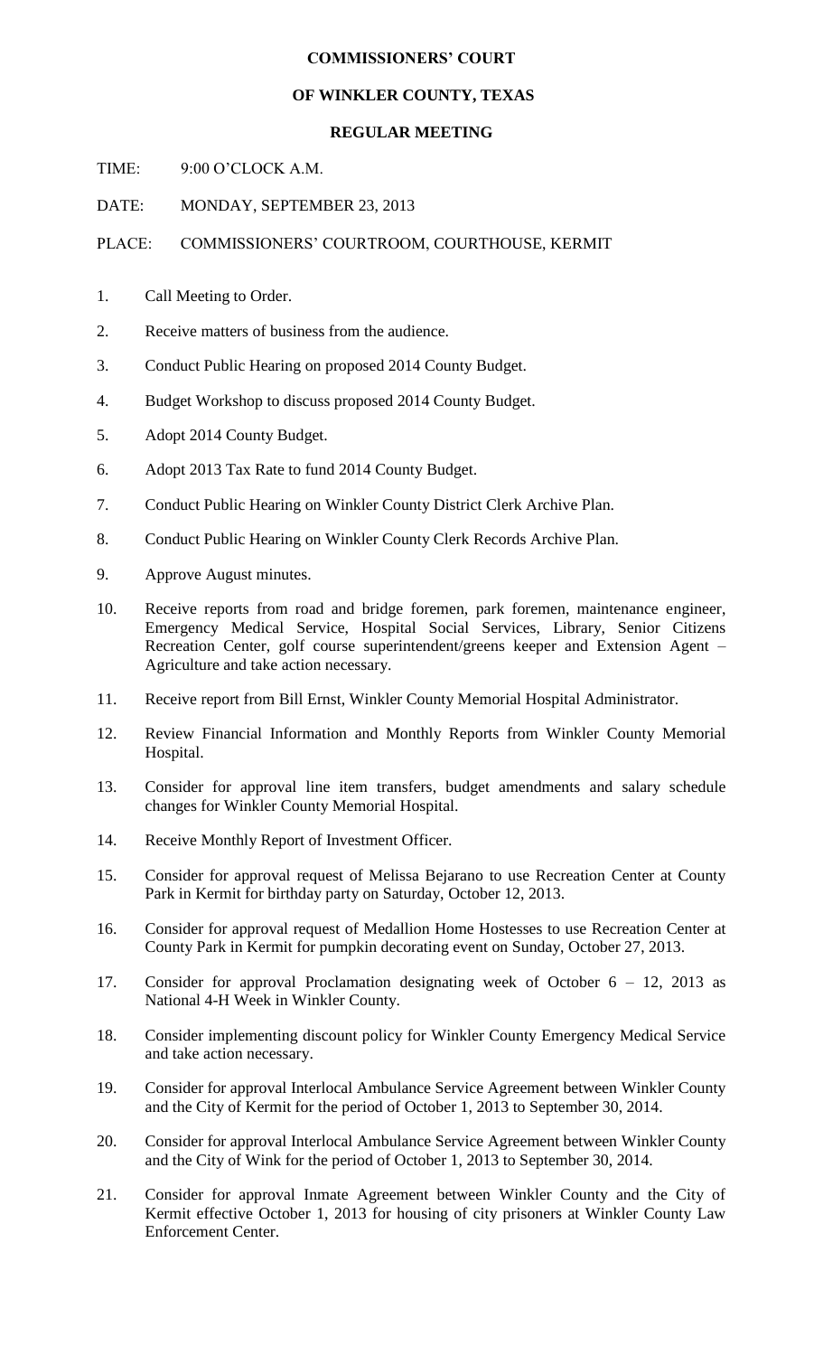**COMMISSIONERS' COURT**

**OF WINKLER COUNTY, TEXAS**

**REGULAR MEETING**

TIME: 9:00 O'CLOCK A.M.

DATE: MONDAY, SEPTEMBER 23, 2013

PLACE: COMMISSIONERS' COURTROOM, COURTHOUSE, KERMIT

1. Call Meeting to Order.
2. Receive matters of business from the audience.
3. Conduct Public Hearing on proposed 2014 County Budget.
4. Budget Workshop to discuss proposed 2014 County Budget.
5. Adopt 2014 County Budget.
6. Adopt 2013 Tax Rate to fund 2014 County Budget.
7. Conduct Public Hearing on Winkler County District Clerk Archive Plan.
8. Conduct Public Hearing on Winkler County Clerk Records Archive Plan.
9. Approve August minutes.
10. Receive reports from road and bridge foremen, park foremen, maintenance engineer, Emergency Medical Service, Hospital Social Services, Library, Senior Citizens Recreation Center, golf course superintendent/greens keeper and Extension Agent – Agriculture and take action necessary.
11. Receive report from Bill Ernst, Winkler County Memorial Hospital Administrator.
12. Review Financial Information and Monthly Reports from Winkler County Memorial Hospital.
13. Consider for approval line item transfers, budget amendments and salary schedule changes for Winkler County Memorial Hospital.
14. Receive Monthly Report of Investment Officer.
15. Consider for approval request of Melissa Bejarano to use Recreation Center at County Park in Kermit for birthday party on Saturday, October 12, 2013.
16. Consider for approval request of Medallion Home Hostesses to use Recreation Center at County Park in Kermit for pumpkin decorating event on Sunday, October 27, 2013.
17. Consider for approval Proclamation designating week of October 6 – 12, 2013 as National 4-H Week in Winkler County.
18. Consider implementing discount policy for Winkler County Emergency Medical Service and take action necessary.
19. Consider for approval Interlocal Ambulance Service Agreement between Winkler County and the City of Kermit for the period of October 1, 2013 to September 30, 2014.
20. Consider for approval Interlocal Ambulance Service Agreement between Winkler County and the City of Wink for the period of October 1, 2013 to September 30, 2014.
21. Consider for approval Inmate Agreement between Winkler County and the City of Kermit effective October 1, 2013 for housing of city prisoners at Winkler County Law Enforcement Center.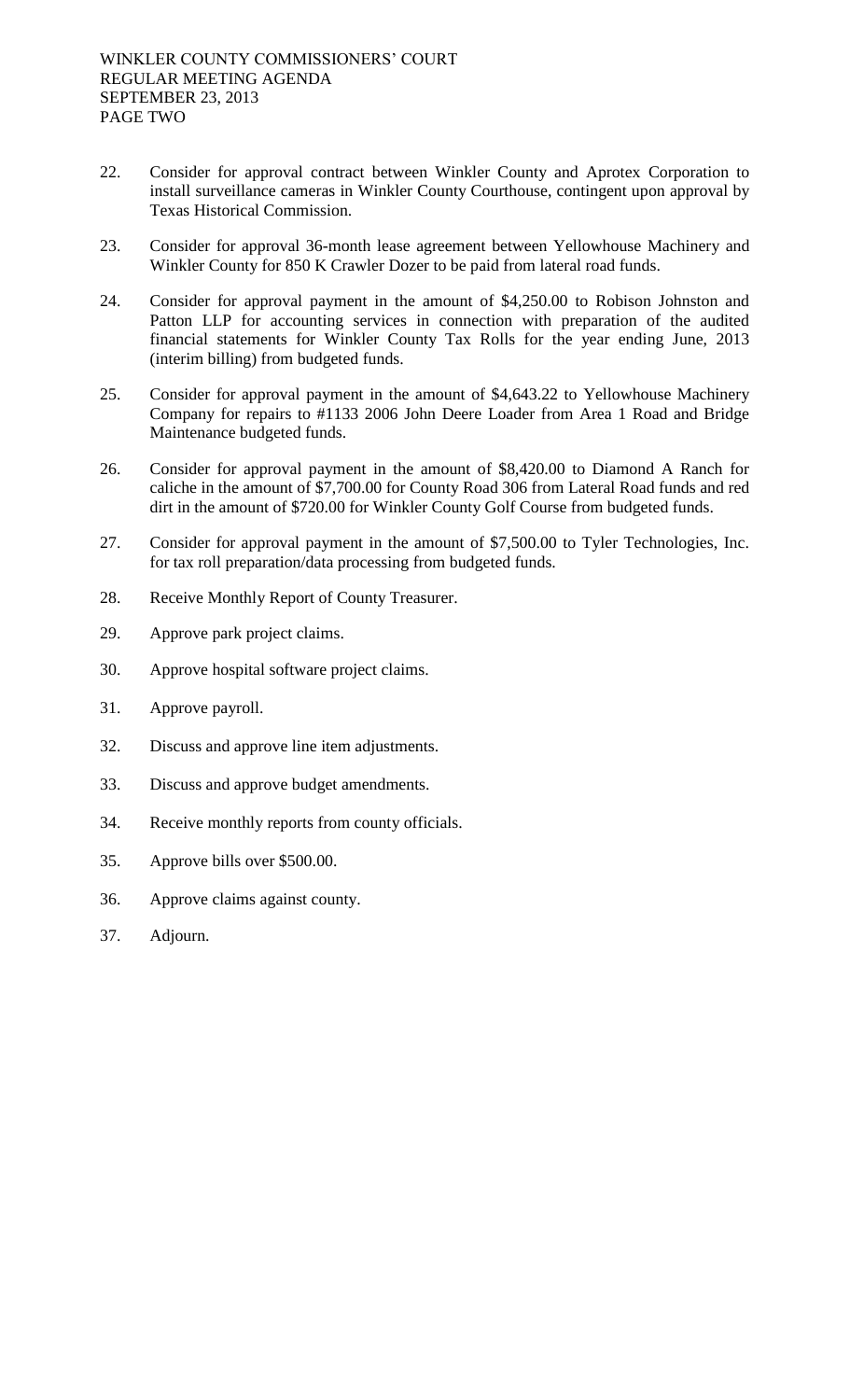22. Consider for approval contract between Winkler County and Aprotex Corporation to install surveillance cameras in Winkler County Courthouse, contingent upon approval by Texas Historical Commission.

23. Consider for approval 36-month lease agreement between Yellowhouse Machinery and Winkler County for 850 K Crawler Dozer to be paid from lateral road funds.

24. Consider for approval payment in the amount of $4,250.00 to Robison Johnston and Patton LLP for accounting services in connection with preparation of the audited financial statements for Winkler County Tax Rolls for the year ending June, 2013 (interim billing) from budgeted funds.

25. Consider for approval payment in the amount of $4,643.22 to Yellowhouse Machinery Company for repairs to #1133 2006 John Deere Loader from Area 1 Road and Bridge Maintenance budgeted funds.

26. Consider for approval payment in the amount of $8,420.00 to Diamond A Ranch for caliche in the amount of $7,700.00 for County Road 306 from Lateral Road funds and red dirt in the amount of $720.00 for Winkler County Golf Course from budgeted funds.

27. Consider for approval payment in the amount of $7,500.00 to Tyler Technologies, Inc. for tax roll preparation/data processing from budgeted funds.

28. Receive Monthly Report of County Treasurer.

29. Approve park project claims.

30. Approve hospital software project claims.

31. Approve payroll.

32. Discuss and approve line item adjustments.

33. Discuss and approve budget amendments.

34. Receive monthly reports from county officials.

35. Approve bills over $500.00.

36. Approve claims against county.

37. Adjourn.